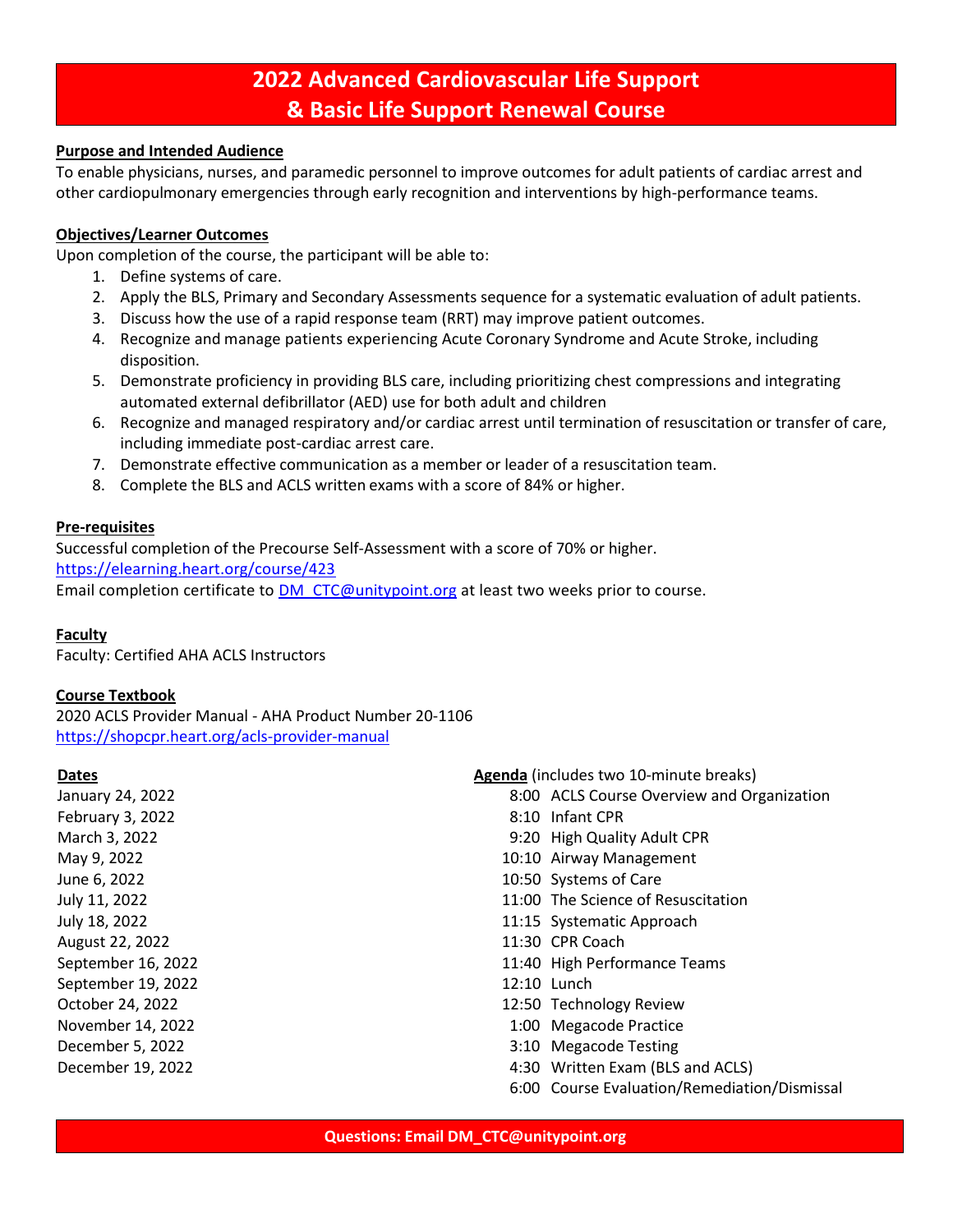# 2022 Advanced Cardiovascular Life Support & Basic Life Support Renewal Course

**Purpose and Intended Audience**

To enable physicians, nurses, and paramedic personnel to improve outcomes for adult patients of cardiac arrest and other cardiopulmonary emergencies through early recognition and interventions by high-performance teams.

**Objectives/Learner Outcomes**

Upon completion of the course, the participant will be able to:

1. Define systems of care.
2. Apply the BLS, Primary and Secondary Assessments sequence for a systematic evaluation of adult patients.
3. Discuss how the use of a rapid response team (RRT) may improve patient outcomes.
4. Recognize and manage patients experiencing Acute Coronary Syndrome and Acute Stroke, including disposition.
5. Demonstrate proficiency in providing BLS care, including prioritizing chest compressions and integrating automated external defibrillator (AED) use for both adult and children
6. Recognize and managed respiratory and/or cardiac arrest until termination of resuscitation or transfer of care, including immediate post-cardiac arrest care.
7. Demonstrate effective communication as a member or leader of a resuscitation team.
8. Complete the BLS and ACLS written exams with a score of 84% or higher.

**Pre-requisites**

Successful completion of the Precourse Self-Assessment with a score of 70% or higher.
https://elearning.heart.org/course/423
Email completion certificate to DM_CTC@unitypoint.org at least two weeks prior to course.

**Faculty**

Faculty: Certified AHA ACLS Instructors

**Course Textbook**

2020 ACLS Provider Manual - AHA Product Number 20-1106
https://shopcpr.heart.org/acls-provider-manual

**Dates**

January 24, 2022
February 3, 2022
March 3, 2022
May 9, 2022
June 6, 2022
July 11, 2022
July 18, 2022
August 22, 2022
September 16, 2022
September 19, 2022
October 24, 2022
November 14, 2022
December 5, 2022
December 19, 2022

**Agenda** (includes two 10-minute breaks)

| Time | Topic |
|---|---|
| 8:00 | ACLS Course Overview and Organization |
| 8:10 | Infant CPR |
| 9:20 | High Quality Adult CPR |
| 10:10 | Airway Management |
| 10:50 | Systems of Care |
| 11:00 | The Science of Resuscitation |
| 11:15 | Systematic Approach |
| 11:30 | CPR Coach |
| 11:40 | High Performance Teams |
| 12:10 | Lunch |
| 12:50 | Technology Review |
| 1:00 | Megacode Practice |
| 3:10 | Megacode Testing |
| 4:30 | Written Exam (BLS and ACLS) |
| 6:00 | Course Evaluation/Remediation/Dismissal |

**Questions: Email DM_CTC@unitypoint.org**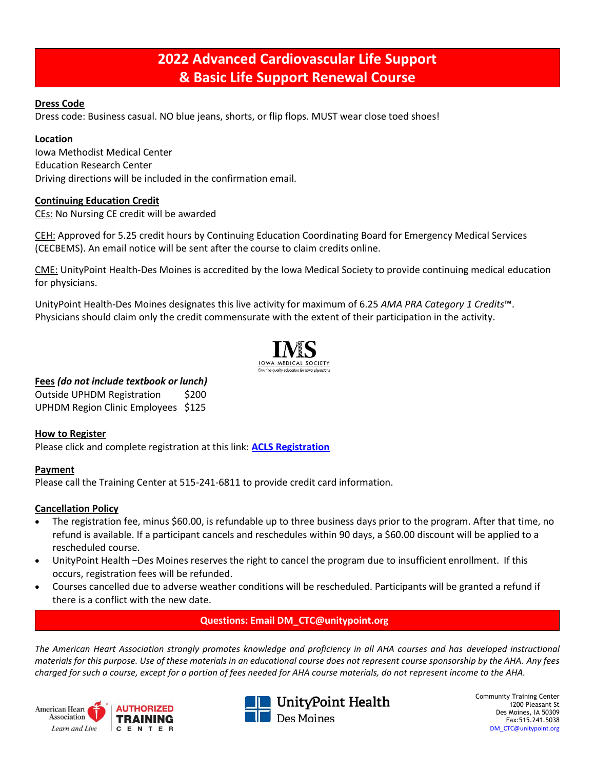# 2022 Advanced Cardiovascular Life Support & Basic Life Support Renewal Course

**Dress Code**

Dress code: Business casual. NO blue jeans, shorts, or flip flops. MUST wear close toed shoes!

**Location**

Iowa Methodist Medical Center
Education Research Center
Driving directions will be included in the confirmation email.

**Continuing Education Credit**

CEs: No Nursing CE credit will be awarded

CEH: Approved for 5.25 credit hours by Continuing Education Coordinating Board for Emergency Medical Services (CECBEMS). An email notice will be sent after the course to claim credits online.

CME: UnityPoint Health-Des Moines is accredited by the Iowa Medical Society to provide continuing medical education for physicians.

UnityPoint Health-Des Moines designates this live activity for maximum of 6.25 *AMA PRA Category 1 Credits*™. Physicians should claim only the credit commensurate with the extent of their participation in the activity.

IMS
IOWA MEDICAL SOCIETY
Ensuring quality education for Iowa physicians

**Fees** ***(do not include textbook or lunch)***

| | |
|---|---|
| Outside UPHDM Registration | $200 |
| UPHDM Region Clinic Employees | $125 |

**How to Register**

Please click and complete registration at this link: **ACLS Registration**

**Payment**

Please call the Training Center at 515-241-6811 to provide credit card information.

**Cancellation Policy**

- The registration fee, minus $60.00, is refundable up to three business days prior to the program. After that time, no refund is available. If a participant cancels and reschedules within 90 days, a $60.00 discount will be applied to a rescheduled course.
- UnityPoint Health –Des Moines reserves the right to cancel the program due to insufficient enrollment. If this occurs, registration fees will be refunded.
- Courses cancelled due to adverse weather conditions will be rescheduled. Participants will be granted a refund if there is a conflict with the new date.

**Questions: Email DM_CTC@unitypoint.org**

*The American Heart Association strongly promotes knowledge and proficiency in all AHA courses and has developed instructional materials for this purpose. Use of these materials in an educational course does not represent course sponsorship by the AHA. Any fees charged for such a course, except for a portion of fees needed for AHA course materials, do not represent income to the AHA.*

American Heart Association Learn and Live | AUTHORIZED TRAINING CENTER

UnityPoint Health Des Moines

Community Training Center
1200 Pleasant St
Des Moines, IA 50309
Fax:515.241.5038
DM_CTC@unitypoint.org